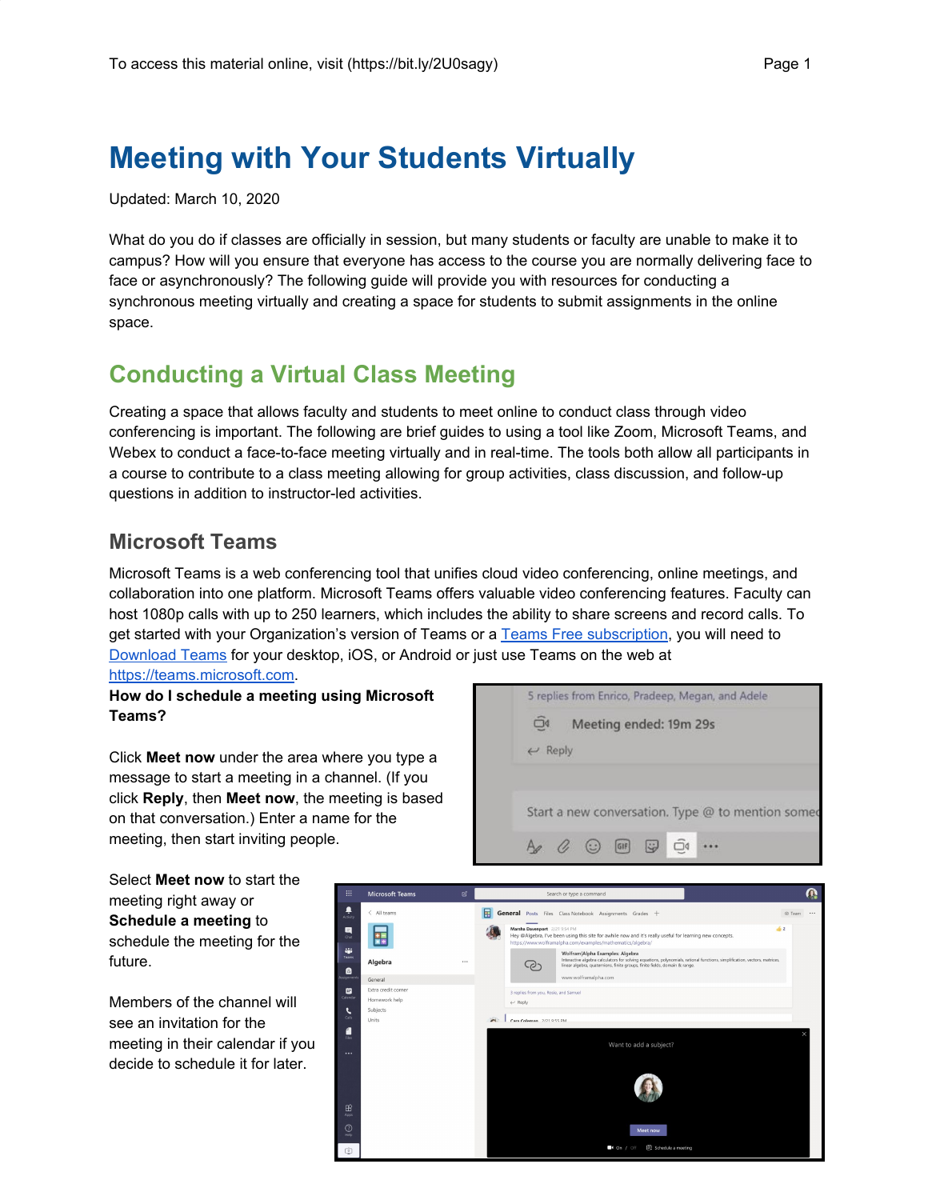# Meeting with Your Students Virtually

Updated: March 10, 2020

What do you do if classes are officially in session, but many students or faculty are unable to make it to campus? How will you ensure that everyone has access to the course you are normally delivering face to face or asynchronously? The following guide will provide you with resources for conducting a synchronous meeting virtually and creating a space for students to submit assignments in the online space.

## Conducting a Virtual Class Meeting

Creating a space that allows faculty and students to meet online to conduct class through video conferencing is important. The following are brief guides to using a tool like Zoom, Microsoft Teams, and Webex to conduct a face-to-face meeting virtually and in real-time. The tools both allow all participants in a course to contribute to a class meeting allowing for group activities, class discussion, and follow-up questions in addition to instructor-led activities.

### Microsoft Teams

Microsoft Teams is a web conferencing tool that unifies cloud video conferencing, online meetings, and collaboration into one platform. Microsoft Teams offers valuable video conferencing features. Faculty can host 1080p calls with up to 250 learners, which includes the ability to share screens and record calls. To get started with your Organization's version of Teams or a Teams Free subscription, you will need to Download Teams for your desktop, iOS, or Android or just use Teams on the web at https://teams.microsoft.com.

**How do I schedule a meeting using Microsoft Teams?**

Click **Meet now** under the area where you type a message to start a meeting in a channel. (If you click **Reply**, then **Meet now**, the meeting is based on that conversation.) Enter a name for the meeting, then start inviting people.

Select **Meet now** to start the meeting right away or **Schedule a meeting** to schedule the meeting for the future.

Members of the channel will see an invitation for the meeting in their calendar if you decide to schedule it for later.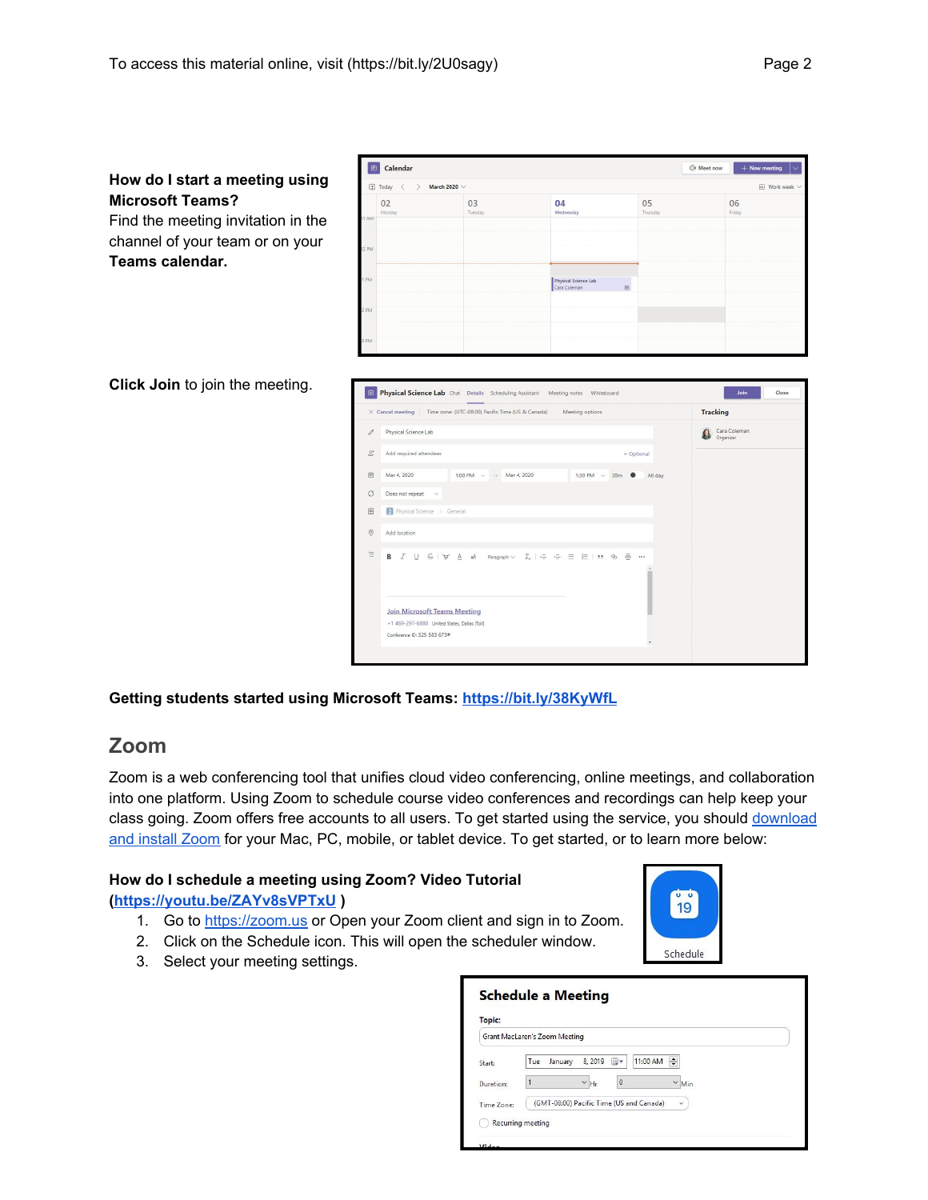**How do I start a meeting using Microsoft Teams?**
Find the meeting invitation in the channel of your team or on your **Teams calendar.**

**Click Join** to join the meeting.

**Getting students started using Microsoft Teams: https://bit.ly/38KyWfL**

## Zoom

Zoom is a web conferencing tool that unifies cloud video conferencing, online meetings, and collaboration into one platform. Using Zoom to schedule course video conferences and recordings can help keep your class going. Zoom offers free accounts to all users. To get started using the service, you should download and install Zoom for your Mac, PC, mobile, or tablet device. To get started, or to learn more below:

**How do I schedule a meeting using Zoom? Video Tutorial (https://youtu.be/ZAYv8sVPTxU )**

1. Go to https://zoom.us or Open your Zoom client and sign in to Zoom.
2. Click on the Schedule icon. This will open the scheduler window.
3. Select your meeting settings.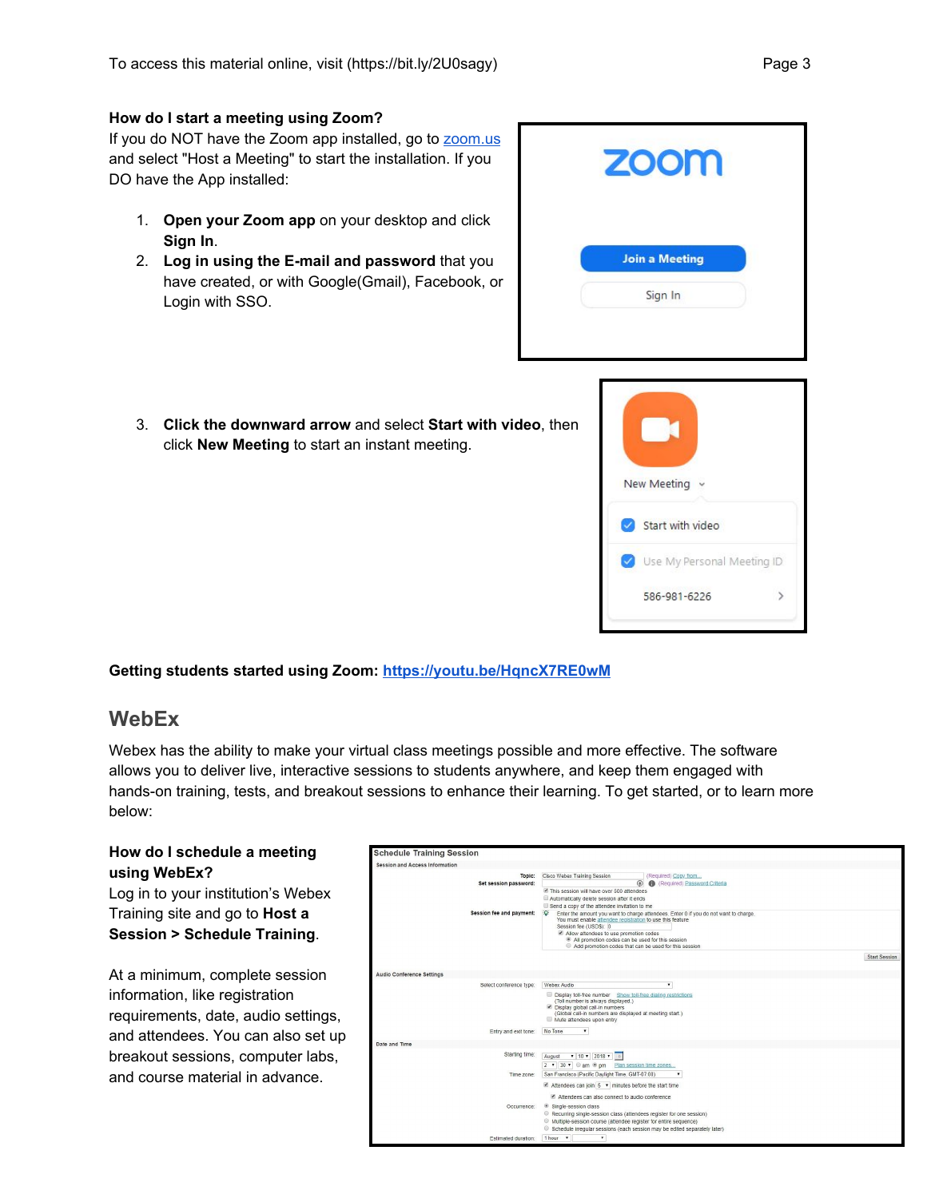**How do I start a meeting using Zoom?**
If you do NOT have the Zoom app installed, go to [zoom.us](https://zoom.us) and select "Host a Meeting" to start the installation. If you DO have the App installed:

1. **Open your Zoom app** on your desktop and click **Sign In**.
2. **Log in using the E-mail and password** that you have created, or with Google(Gmail), Facebook, or Login with SSO.
3. **Click the downward arrow** and select **Start with video**, then click **New Meeting** to start an instant meeting.

**Getting students started using Zoom: [https://youtu.be/HqncX7RE0wM](https://youtu.be/HqncX7RE0wM)**

## WebEx

Webex has the ability to make your virtual class meetings possible and more effective. The software allows you to deliver live, interactive sessions to students anywhere, and keep them engaged with hands-on training, tests, and breakout sessions to enhance their learning. To get started, or to learn more below:

**How do I schedule a meeting using WebEx?**
Log in to your institution's Webex Training site and go to **Host a Session > Schedule Training**.

At a minimum, complete session information, like registration requirements, date, audio settings, and attendees. You can also set up breakout sessions, computer labs, and course material in advance.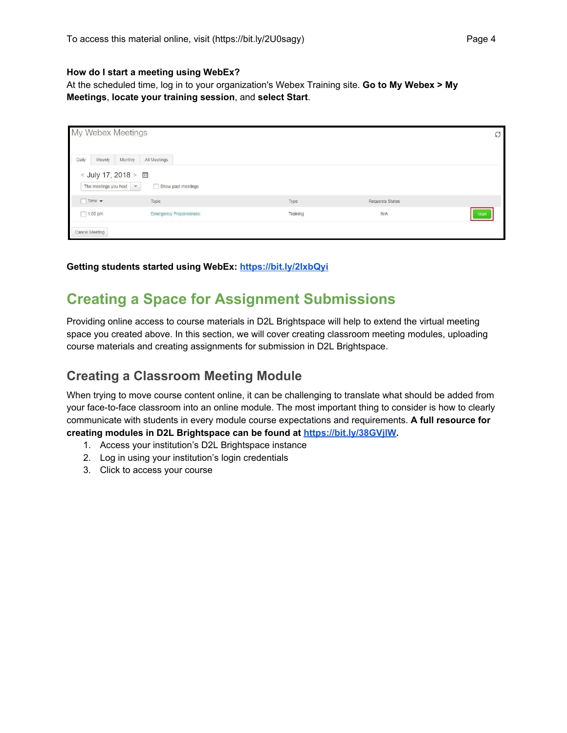**How do I start a meeting using WebEx?**
At the scheduled time, log in to your organization's Webex Training site. **Go to My Webex > My Meetings**, **locate your training session**, and **select Start**.

**Getting students started using WebEx: https://bit.ly/2lxbQyi**

## Creating a Space for Assignment Submissions

Providing online access to course materials in D2L Brightspace will help to extend the virtual meeting space you created above. In this section, we will cover creating classroom meeting modules, uploading course materials and creating assignments for submission in D2L Brightspace.

### Creating a Classroom Meeting Module

When trying to move course content online, it can be challenging to translate what should be added from your face-to-face classroom into an online module. The most important thing to consider is how to clearly communicate with students in every module course expectations and requirements. **A full resource for creating modules in D2L Brightspace can be found at https://bit.ly/38GVjlW.**

1. Access your institution's D2L Brightspace instance
2. Log in using your institution's login credentials
3. Click to access your course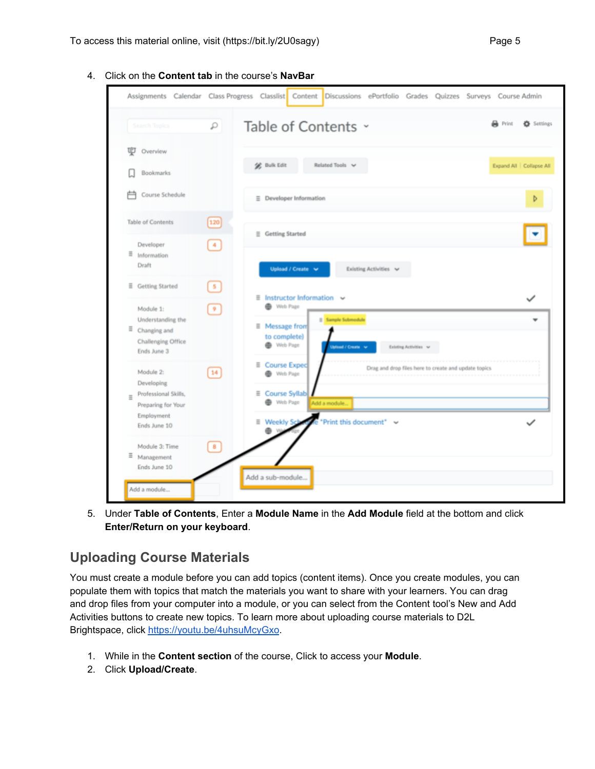4. Click on the **Content tab** in the course's **NavBar**

5. Under **Table of Contents**, Enter a **Module Name** in the **Add Module** field at the bottom and click **Enter/Return on your keyboard**.

## Uploading Course Materials

You must create a module before you can add topics (content items). Once you create modules, you can populate them with topics that match the materials you want to share with your learners. You can drag and drop files from your computer into a module, or you can select from the Content tool's New and Add Activities buttons to create new topics. To learn more about uploading course materials to D2L Brightspace, click https://youtu.be/4uhsuMcyGxo.

1. While in the **Content section** of the course, Click to access your **Module**.
2. Click **Upload/Create**.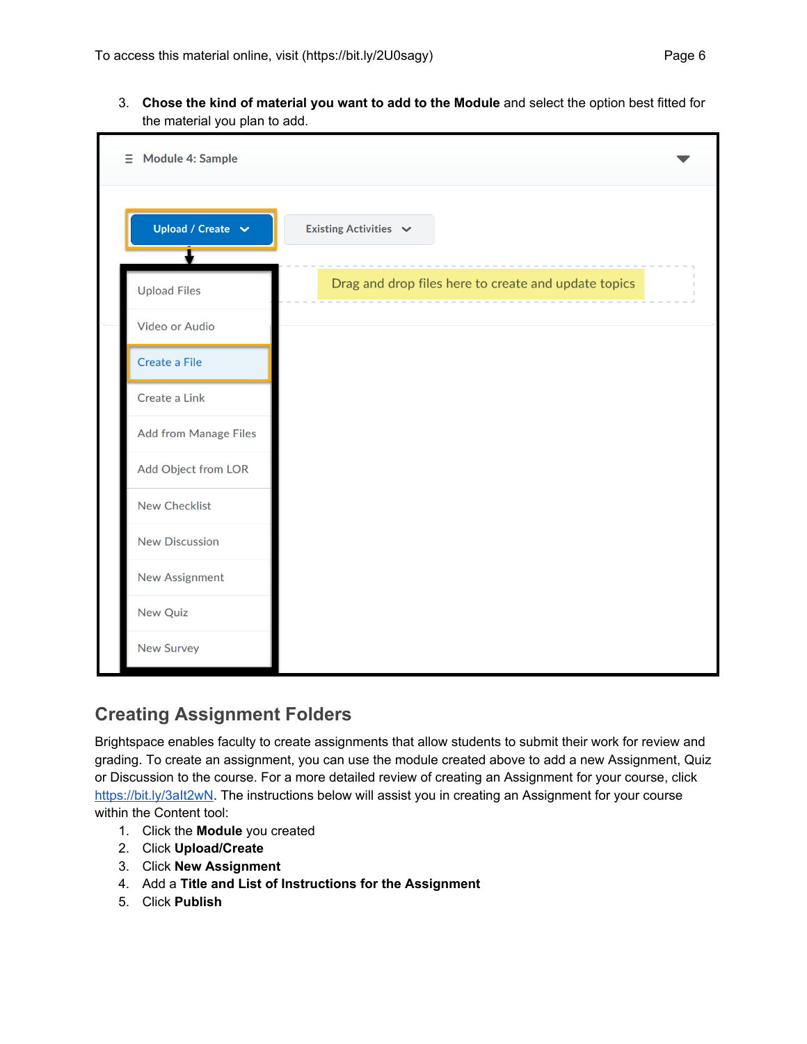3. **Chose the kind of material you want to add to the Module** and select the option best fitted for the material you plan to add.

## Creating Assignment Folders

Brightspace enables faculty to create assignments that allow students to submit their work for review and grading. To create an assignment, you can use the module created above to add a new Assignment, Quiz or Discussion to the course. For a more detailed review of creating an Assignment for your course, click https://bit.ly/3alt2wN. The instructions below will assist you in creating an Assignment for your course within the Content tool:

1. Click the **Module** you created
2. Click **Upload/Create**
3. Click **New Assignment**
4. Add a **Title and List of Instructions for the Assignment**
5. Click **Publish**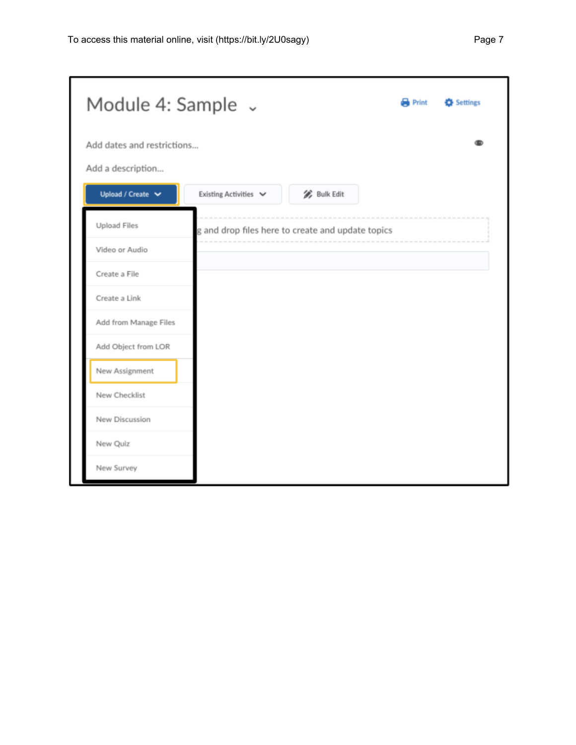Module 4: Sample

Print Settings

Add dates and restrictions...

Add a description...

Upload / Create

Existing Activities

Bulk Edit

...g and drop files here to create and update topics

- Upload Files
- Video or Audio
- Create a File
- Create a Link
- Add from Manage Files
- Add Object from LOR
- New Assignment
- New Checklist
- New Discussion
- New Quiz
- New Survey